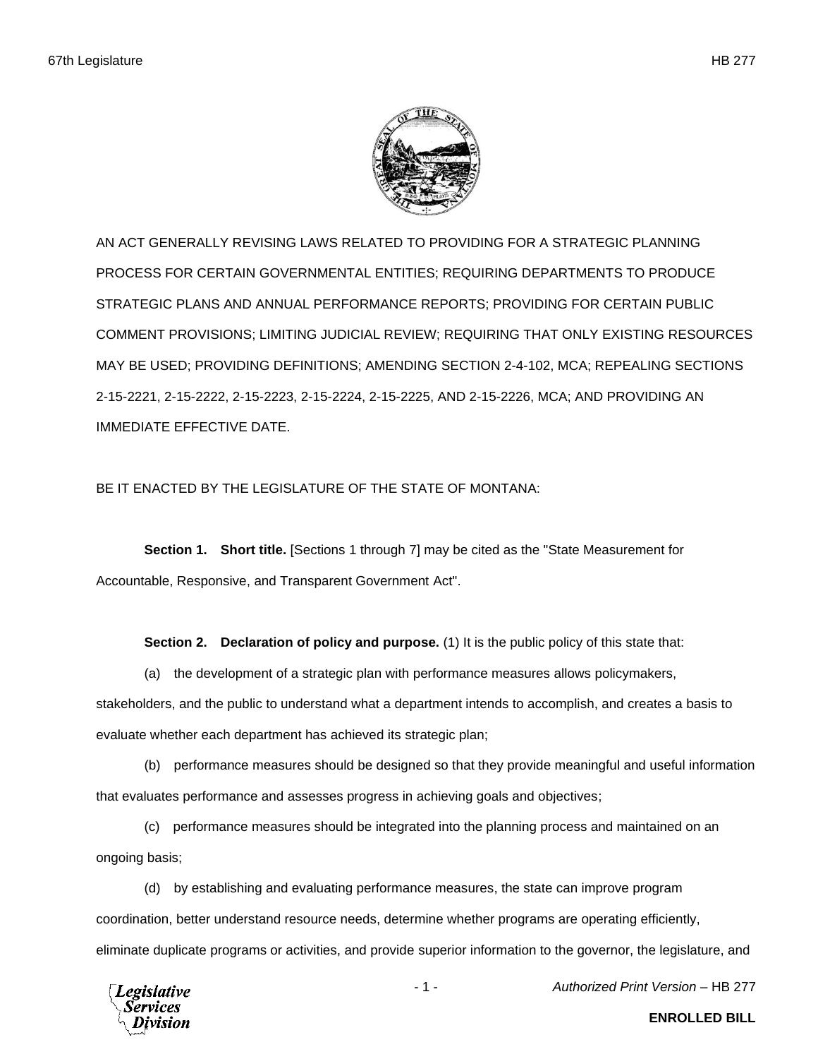AN ACT GENERALLY REVISING LAWS RELATED TO PROVIDING FOR A STRATEGIC PLANNING PROCESS FOR CERTAIN GOVERNMENTAL ENTITIES; REQUIRING DEPARTMENTS TO PRODUCE STRATEGIC PLANS AND ANNUAL PERFORMANCE REPORTS; PROVIDING FOR CERTAIN PUBLIC COMMENT PROVISIONS; LIMITING JUDICIAL REVIEW; REQUIRING THAT ONLY EXISTING RESOURCES MAY BE USED; PROVIDING DEFINITIONS; AMENDING SECTION 2-4-102, MCA; REPEALING SECTIONS 2-15-2221, 2-15-2222, 2-15-2223, 2-15-2224, 2-15-2225, AND 2-15-2226, MCA; AND PROVIDING AN IMMEDIATE EFFECTIVE DATE.

BE IT ENACTED BY THE LEGISLATURE OF THE STATE OF MONTANA:

**Section 1. Short title.** [Sections 1 through 7] may be cited as the "State Measurement for Accountable, Responsive, and Transparent Government Act".

**Section 2. Declaration of policy and purpose.** (1) It is the public policy of this state that:

(a) the development of a strategic plan with performance measures allows policymakers, stakeholders, and the public to understand what a department intends to accomplish, and creates a basis to evaluate whether each department has achieved its strategic plan;

(b) performance measures should be designed so that they provide meaningful and useful information that evaluates performance and assesses progress in achieving goals and objectives;

(c) performance measures should be integrated into the planning process and maintained on an ongoing basis;

(d) by establishing and evaluating performance measures, the state can improve program coordination, better understand resource needs, determine whether programs are operating efficiently, eliminate duplicate programs or activities, and provide superior information to the governor, the legislature, and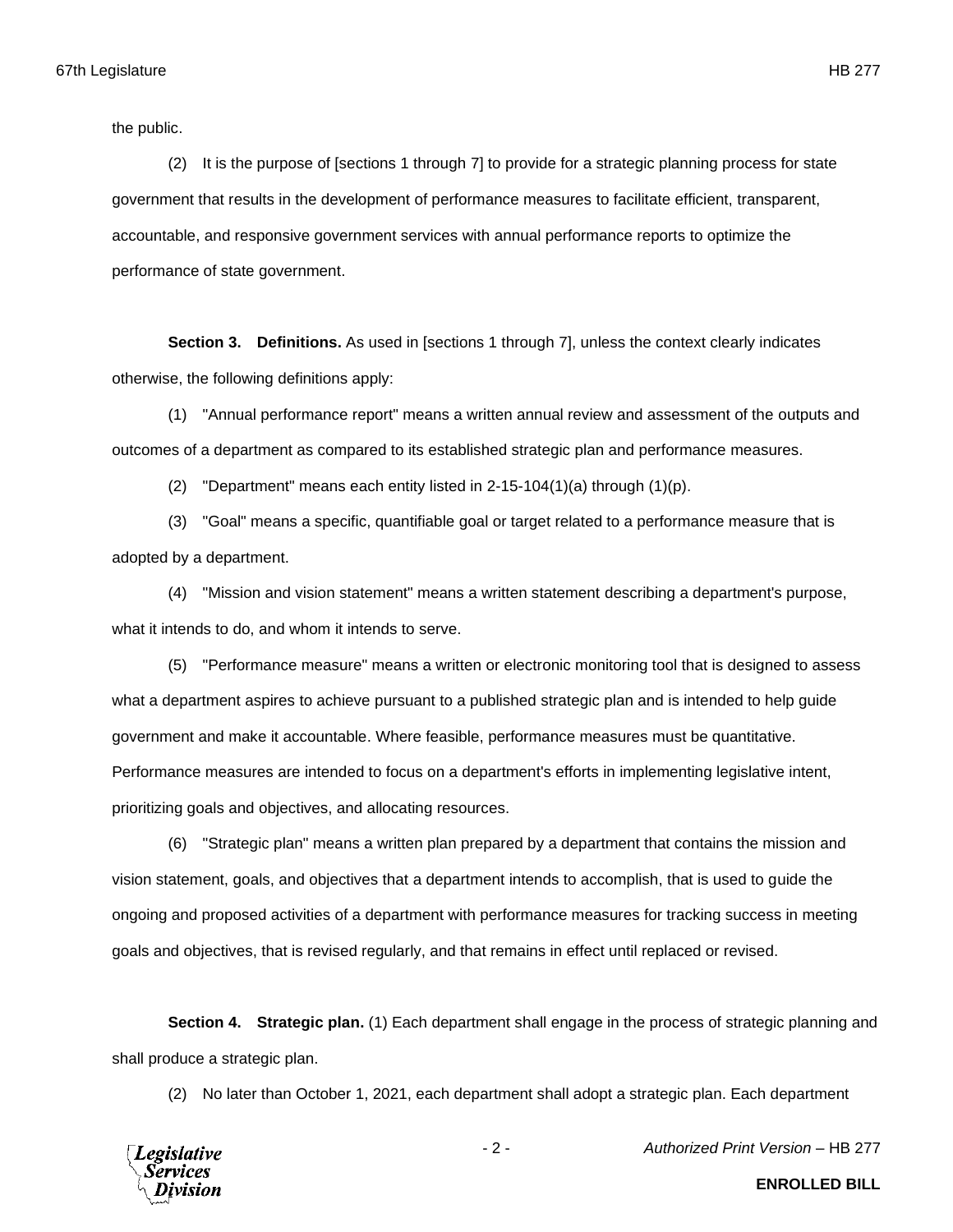the public.

(2) It is the purpose of [sections 1 through 7] to provide for a strategic planning process for state government that results in the development of performance measures to facilitate efficient, transparent, accountable, and responsive government services with annual performance reports to optimize the performance of state government.

**Section 3. Definitions.** As used in [sections 1 through 7], unless the context clearly indicates otherwise, the following definitions apply:

(1) "Annual performance report" means a written annual review and assessment of the outputs and outcomes of a department as compared to its established strategic plan and performance measures.

(2) "Department" means each entity listed in 2-15-104(1)(a) through (1)(p).

(3) "Goal" means a specific, quantifiable goal or target related to a performance measure that is adopted by a department.

(4) "Mission and vision statement" means a written statement describing a department's purpose, what it intends to do, and whom it intends to serve.

(5) "Performance measure" means a written or electronic monitoring tool that is designed to assess what a department aspires to achieve pursuant to a published strategic plan and is intended to help guide government and make it accountable. Where feasible, performance measures must be quantitative. Performance measures are intended to focus on a department's efforts in implementing legislative intent, prioritizing goals and objectives, and allocating resources.

(6) "Strategic plan" means a written plan prepared by a department that contains the mission and vision statement, goals, and objectives that a department intends to accomplish, that is used to guide the ongoing and proposed activities of a department with performance measures for tracking success in meeting goals and objectives, that is revised regularly, and that remains in effect until replaced or revised.

**Section 4. Strategic plan.** (1) Each department shall engage in the process of strategic planning and shall produce a strategic plan.

(2) No later than October 1, 2021, each department shall adopt a strategic plan. Each department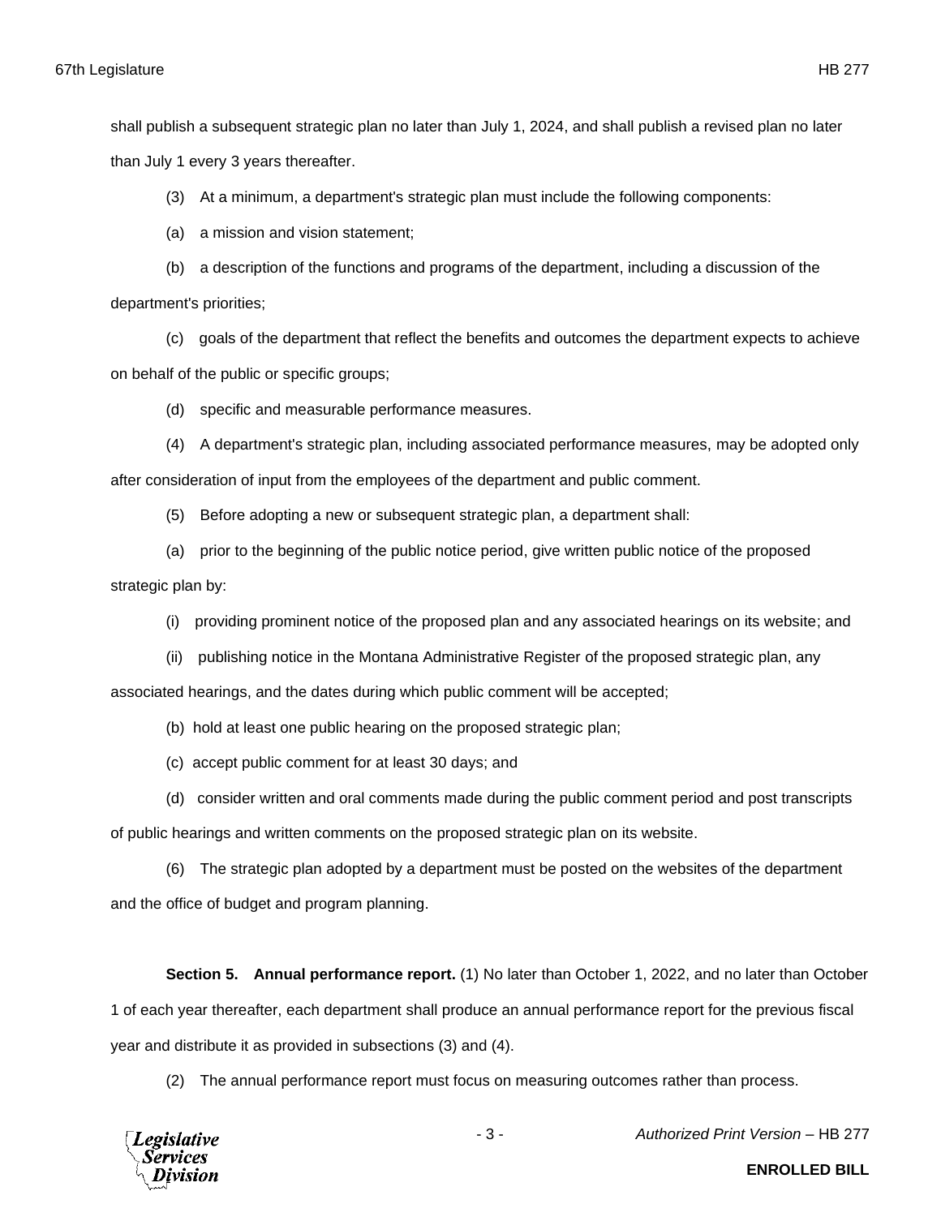shall publish a subsequent strategic plan no later than July 1, 2024, and shall publish a revised plan no later than July 1 every 3 years thereafter.

(3) At a minimum, a department's strategic plan must include the following components:

(a) a mission and vision statement;

(b) a description of the functions and programs of the department, including a discussion of the department's priorities;

(c) goals of the department that reflect the benefits and outcomes the department expects to achieve on behalf of the public or specific groups;

(d) specific and measurable performance measures.

(4) A department's strategic plan, including associated performance measures, may be adopted only after consideration of input from the employees of the department and public comment.

(5) Before adopting a new or subsequent strategic plan, a department shall:

(a) prior to the beginning of the public notice period, give written public notice of the proposed strategic plan by:

(i) providing prominent notice of the proposed plan and any associated hearings on its website; and

(ii) publishing notice in the Montana Administrative Register of the proposed strategic plan, any associated hearings, and the dates during which public comment will be accepted;

(b) hold at least one public hearing on the proposed strategic plan;

(c) accept public comment for at least 30 days; and

(d) consider written and oral comments made during the public comment period and post transcripts of public hearings and written comments on the proposed strategic plan on its website.

(6) The strategic plan adopted by a department must be posted on the websites of the department and the office of budget and program planning.

**Section 5. Annual performance report.** (1) No later than October 1, 2022, and no later than October 1 of each year thereafter, each department shall produce an annual performance report for the previous fiscal year and distribute it as provided in subsections (3) and (4).

(2) The annual performance report must focus on measuring outcomes rather than process.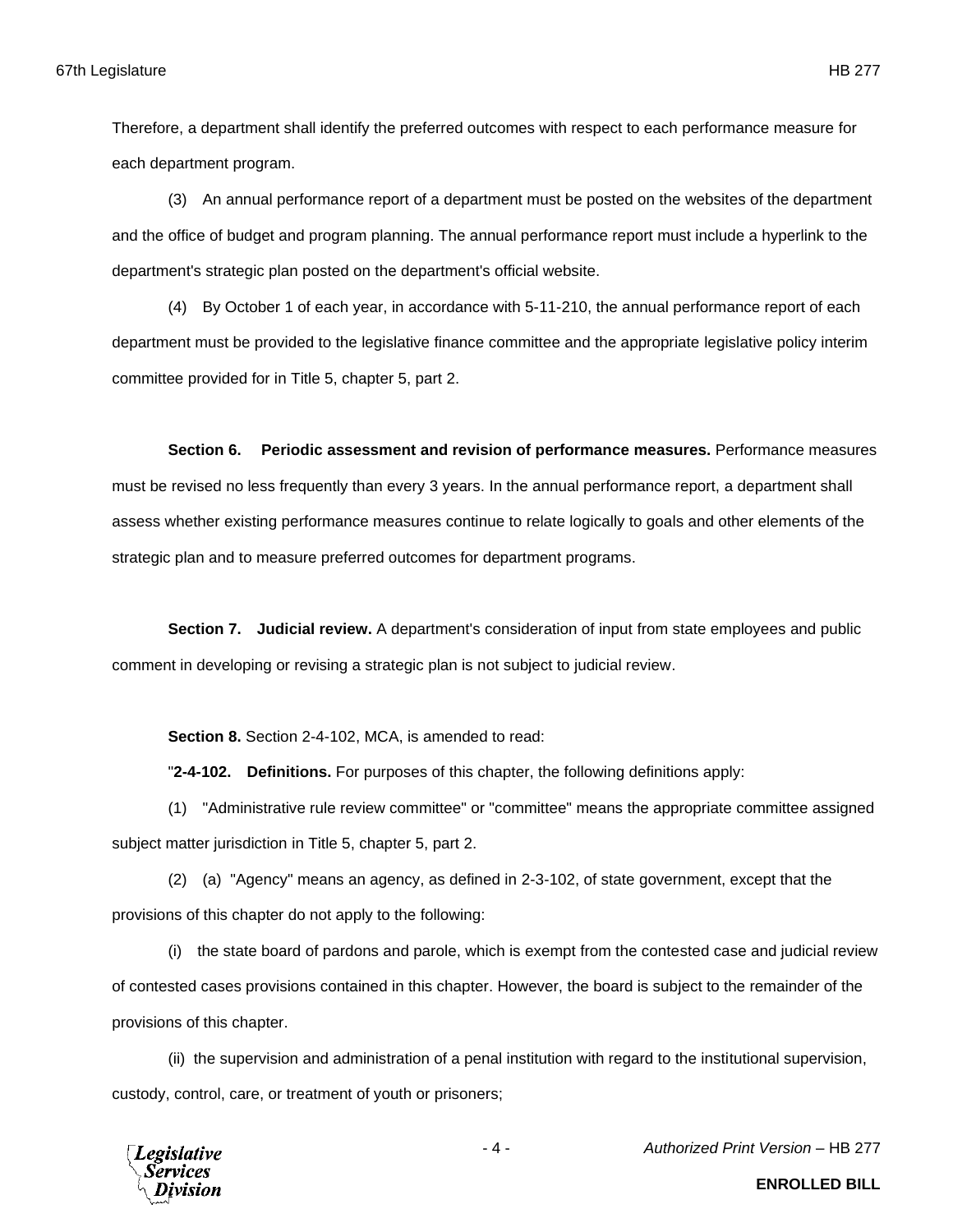Therefore, a department shall identify the preferred outcomes with respect to each performance measure for each department program.

(3) An annual performance report of a department must be posted on the websites of the department and the office of budget and program planning. The annual performance report must include a hyperlink to the department's strategic plan posted on the department's official website.

(4) By October 1 of each year, in accordance with 5-11-210, the annual performance report of each department must be provided to the legislative finance committee and the appropriate legislative policy interim committee provided for in Title 5, chapter 5, part 2.

**Section 6. Periodic assessment and revision of performance measures.** Performance measures must be revised no less frequently than every 3 years. In the annual performance report, a department shall assess whether existing performance measures continue to relate logically to goals and other elements of the strategic plan and to measure preferred outcomes for department programs.

**Section 7. Judicial review.** A department's consideration of input from state employees and public comment in developing or revising a strategic plan is not subject to judicial review.

**Section 8.** Section 2-4-102, MCA, is amended to read:

"**2-4-102. Definitions.** For purposes of this chapter, the following definitions apply:

(1) "Administrative rule review committee" or "committee" means the appropriate committee assigned subject matter jurisdiction in Title 5, chapter 5, part 2.

(2) (a) "Agency" means an agency, as defined in 2-3-102, of state government, except that the provisions of this chapter do not apply to the following:

(i) the state board of pardons and parole, which is exempt from the contested case and judicial review of contested cases provisions contained in this chapter. However, the board is subject to the remainder of the provisions of this chapter.

(ii) the supervision and administration of a penal institution with regard to the institutional supervision, custody, control, care, or treatment of youth or prisoners;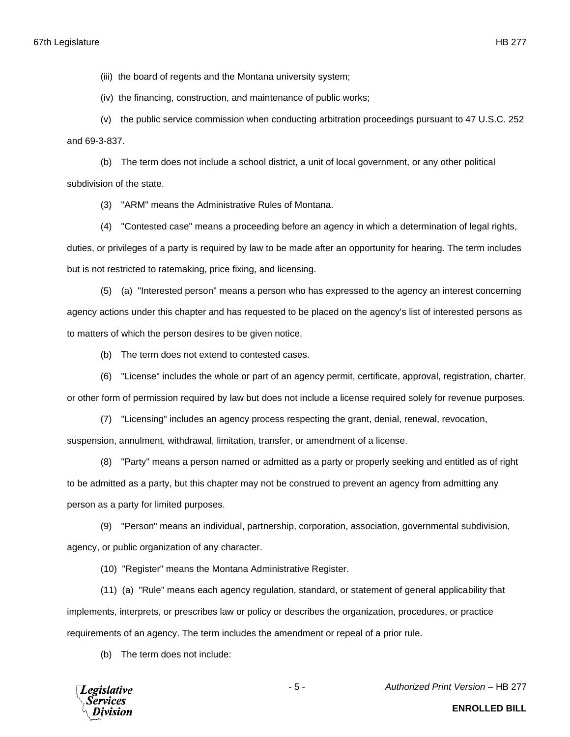(iii) the board of regents and the Montana university system;

(iv) the financing, construction, and maintenance of public works;

(v) the public service commission when conducting arbitration proceedings pursuant to 47 U.S.C. 252 and 69-3-837.

(b) The term does not include a school district, a unit of local government, or any other political subdivision of the state.

(3) "ARM" means the Administrative Rules of Montana.

(4) "Contested case" means a proceeding before an agency in which a determination of legal rights, duties, or privileges of a party is required by law to be made after an opportunity for hearing. The term includes but is not restricted to ratemaking, price fixing, and licensing.

(5) (a) "Interested person" means a person who has expressed to the agency an interest concerning agency actions under this chapter and has requested to be placed on the agency's list of interested persons as to matters of which the person desires to be given notice.

(b) The term does not extend to contested cases.

(6) "License" includes the whole or part of an agency permit, certificate, approval, registration, charter, or other form of permission required by law but does not include a license required solely for revenue purposes.

(7) "Licensing" includes an agency process respecting the grant, denial, renewal, revocation, suspension, annulment, withdrawal, limitation, transfer, or amendment of a license.

(8) "Party" means a person named or admitted as a party or properly seeking and entitled as of right to be admitted as a party, but this chapter may not be construed to prevent an agency from admitting any person as a party for limited purposes.

(9) "Person" means an individual, partnership, corporation, association, governmental subdivision, agency, or public organization of any character.

(10) "Register" means the Montana Administrative Register.

(11) (a) "Rule" means each agency regulation, standard, or statement of general applicability that implements, interprets, or prescribes law or policy or describes the organization, procedures, or practice requirements of an agency. The term includes the amendment or repeal of a prior rule.

(b) The term does not include: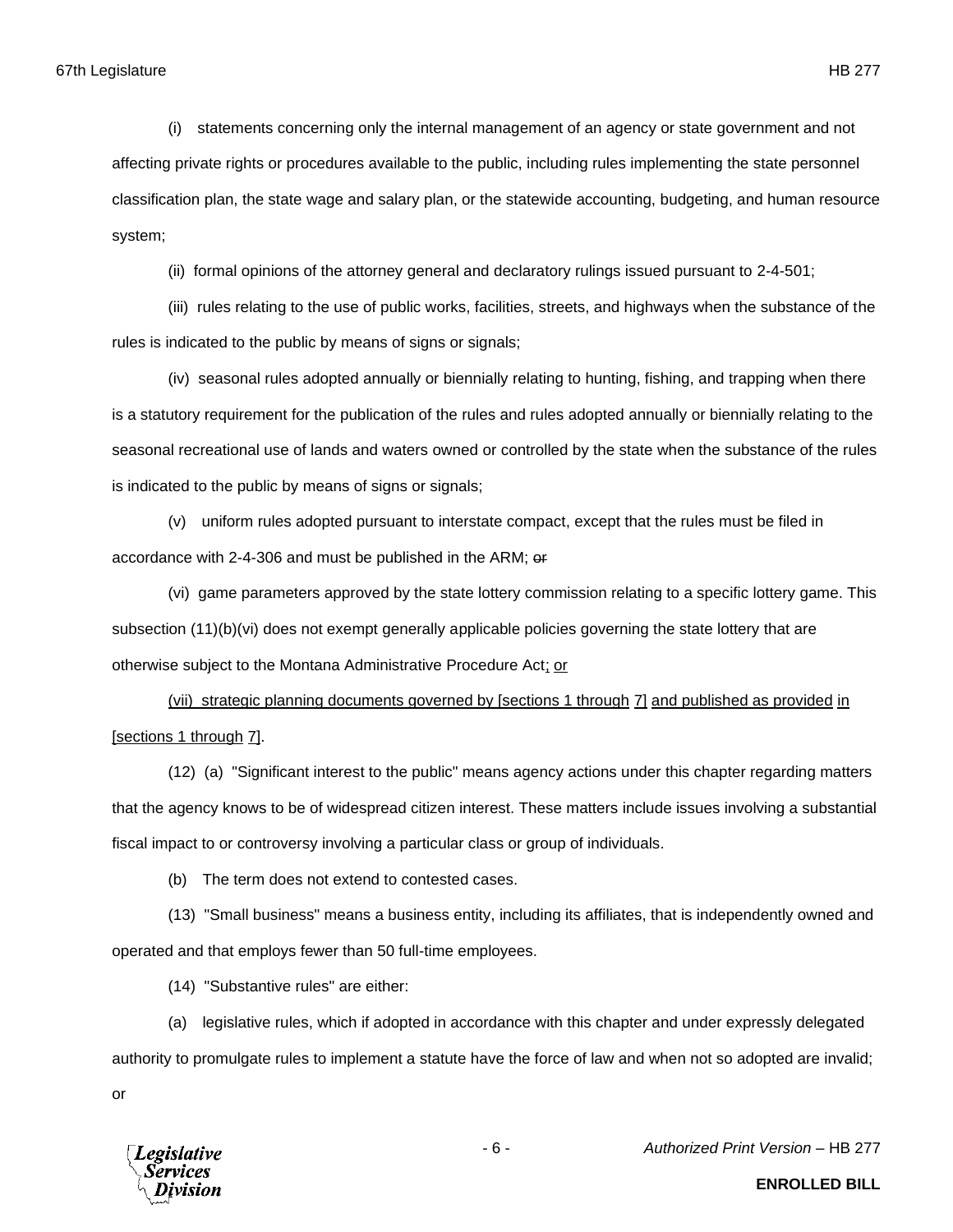(i) statements concerning only the internal management of an agency or state government and not affecting private rights or procedures available to the public, including rules implementing the state personnel classification plan, the state wage and salary plan, or the statewide accounting, budgeting, and human resource system;

(ii) formal opinions of the attorney general and declaratory rulings issued pursuant to 2-4-501;

(iii) rules relating to the use of public works, facilities, streets, and highways when the substance of the rules is indicated to the public by means of signs or signals;

(iv) seasonal rules adopted annually or biennially relating to hunting, fishing, and trapping when there is a statutory requirement for the publication of the rules and rules adopted annually or biennially relating to the seasonal recreational use of lands and waters owned or controlled by the state when the substance of the rules is indicated to the public by means of signs or signals;

(v) uniform rules adopted pursuant to interstate compact, except that the rules must be filed in accordance with 2-4-306 and must be published in the ARM; ~~or~~

(vi) game parameters approved by the state lottery commission relating to a specific lottery game. This subsection (11)(b)(vi) does not exempt generally applicable policies governing the state lottery that are otherwise subject to the Montana Administrative Procedure Act; or

(vii) strategic planning documents governed by [sections 1 through 7] and published as provided in [sections 1 through 7].

(12) (a) "Significant interest to the public" means agency actions under this chapter regarding matters that the agency knows to be of widespread citizen interest. These matters include issues involving a substantial fiscal impact to or controversy involving a particular class or group of individuals.

(b) The term does not extend to contested cases.

(13) "Small business" means a business entity, including its affiliates, that is independently owned and operated and that employs fewer than 50 full-time employees.

(14) "Substantive rules" are either:

(a) legislative rules, which if adopted in accordance with this chapter and under expressly delegated authority to promulgate rules to implement a statute have the force of law and when not so adopted are invalid; or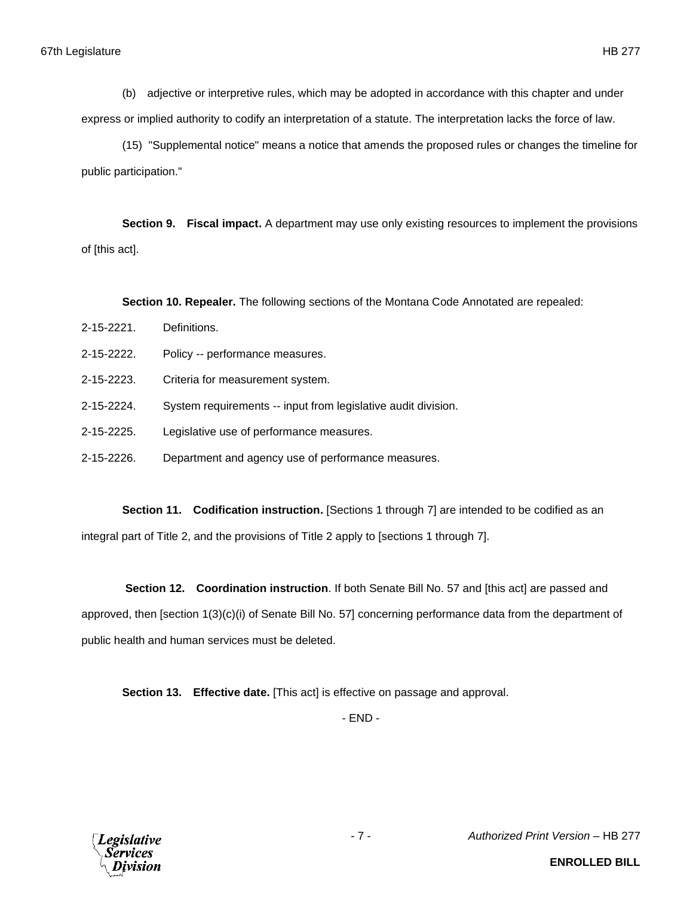(b) adjective or interpretive rules, which may be adopted in accordance with this chapter and under express or implied authority to codify an interpretation of a statute. The interpretation lacks the force of law.

(15) "Supplemental notice" means a notice that amends the proposed rules or changes the timeline for public participation."

**Section 9. Fiscal impact.** A department may use only existing resources to implement the provisions of [this act].

**Section 10. Repealer.** The following sections of the Montana Code Annotated are repealed:

2-15-2221. Definitions.

2-15-2222. Policy -- performance measures.

2-15-2223. Criteria for measurement system.

2-15-2224. System requirements -- input from legislative audit division.

2-15-2225. Legislative use of performance measures.

2-15-2226. Department and agency use of performance measures.

**Section 11. Codification instruction.** [Sections 1 through 7] are intended to be codified as an integral part of Title 2, and the provisions of Title 2 apply to [sections 1 through 7].

**Section 12. Coordination instruction**. If both Senate Bill No. 57 and [this act] are passed and approved, then [section 1(3)(c)(i) of Senate Bill No. 57] concerning performance data from the department of public health and human services must be deleted.

**Section 13. Effective date.** [This act] is effective on passage and approval.

- END -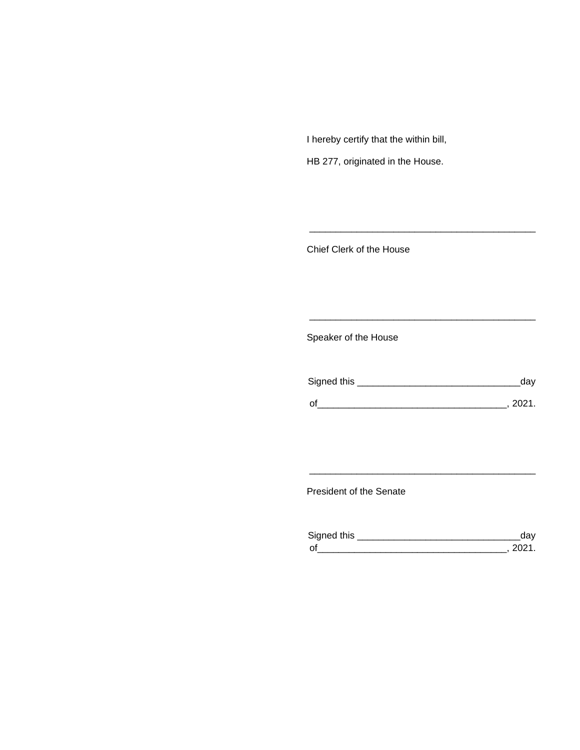I hereby certify that the within bill,

HB 277, originated in the House.

___________________________________________

Chief Clerk of the House

___________________________________________

Speaker of the House

Signed this ______________________________day

of___________________________________, 2021.

___________________________________________

President of the Senate

Signed this ______________________________day

of___________________________________, 2021.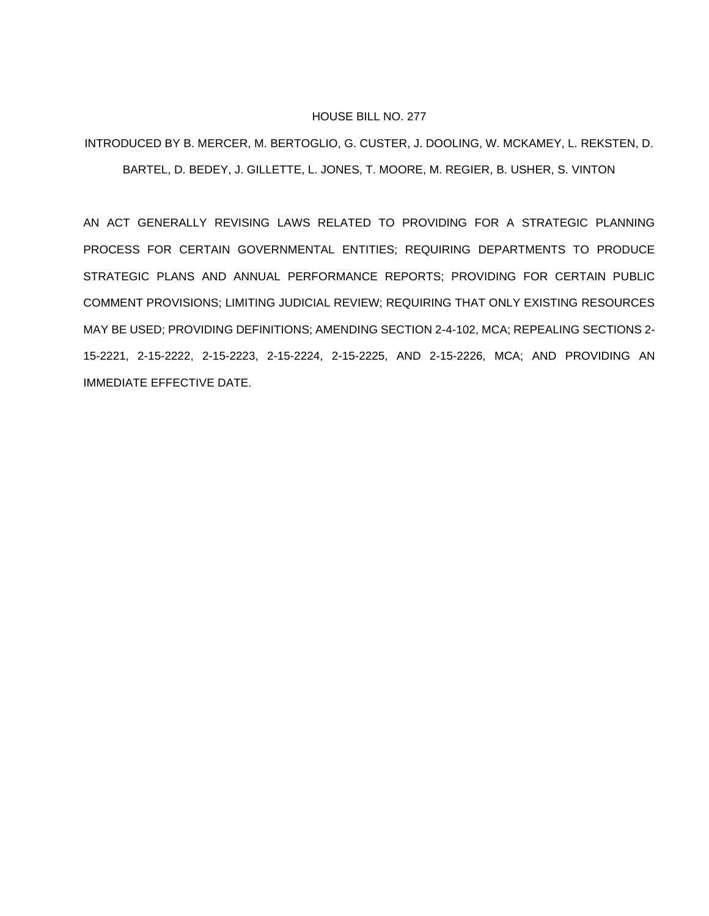HOUSE BILL NO. 277

INTRODUCED BY B. MERCER, M. BERTOGLIO, G. CUSTER, J. DOOLING, W. MCKAMEY, L. REKSTEN, D. BARTEL, D. BEDEY, J. GILLETTE, L. JONES, T. MOORE, M. REGIER, B. USHER, S. VINTON

AN ACT GENERALLY REVISING LAWS RELATED TO PROVIDING FOR A STRATEGIC PLANNING PROCESS FOR CERTAIN GOVERNMENTAL ENTITIES; REQUIRING DEPARTMENTS TO PRODUCE STRATEGIC PLANS AND ANNUAL PERFORMANCE REPORTS; PROVIDING FOR CERTAIN PUBLIC COMMENT PROVISIONS; LIMITING JUDICIAL REVIEW; REQUIRING THAT ONLY EXISTING RESOURCES MAY BE USED; PROVIDING DEFINITIONS; AMENDING SECTION 2-4-102, MCA; REPEALING SECTIONS 2-15-2221, 2-15-2222, 2-15-2223, 2-15-2224, 2-15-2225, AND 2-15-2226, MCA; AND PROVIDING AN IMMEDIATE EFFECTIVE DATE.